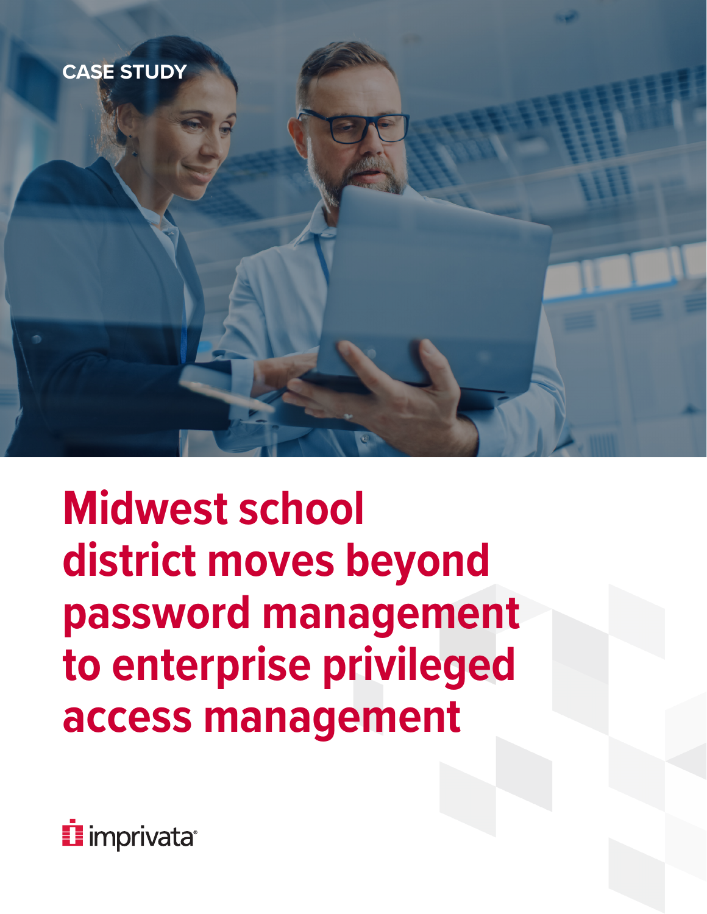CASE STUDY

# Midwest school district moves beyond password management to enterprise privileged access management

imprivata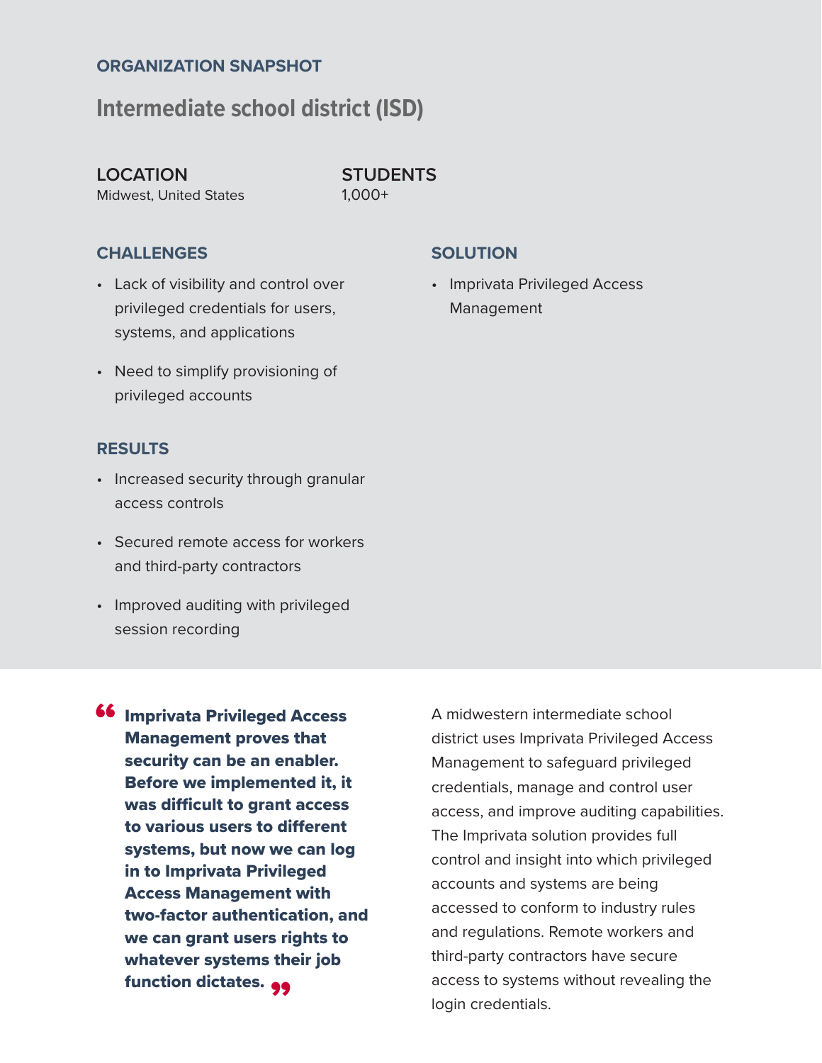## ORGANIZATION SNAPSHOT

# Intermediate school district (ISD)

**LOCATION**
Midwest, United States

**STUDENTS**
1,000+

### CHALLENGES

- Lack of visibility and control over privileged credentials for users, systems, and applications
- Need to simplify provisioning of privileged accounts

### SOLUTION

- Imprivata Privileged Access Management

### RESULTS

- Increased security through granular access controls
- Secured remote access for workers and third-party contractors
- Improved auditing with privileged session recording

> **"Imprivata Privileged Access Management proves that security can be an enabler. Before we implemented it, it was difficult to grant access to various users to different systems, but now we can log in to Imprivata Privileged Access Management with two-factor authentication, and we can grant users rights to whatever systems their job function dictates."**

A midwestern intermediate school district uses Imprivata Privileged Access Management to safeguard privileged credentials, manage and control user access, and improve auditing capabilities. The Imprivata solution provides full control and insight into which privileged accounts and systems are being accessed to conform to industry rules and regulations. Remote workers and third-party contractors have secure access to systems without revealing the login credentials.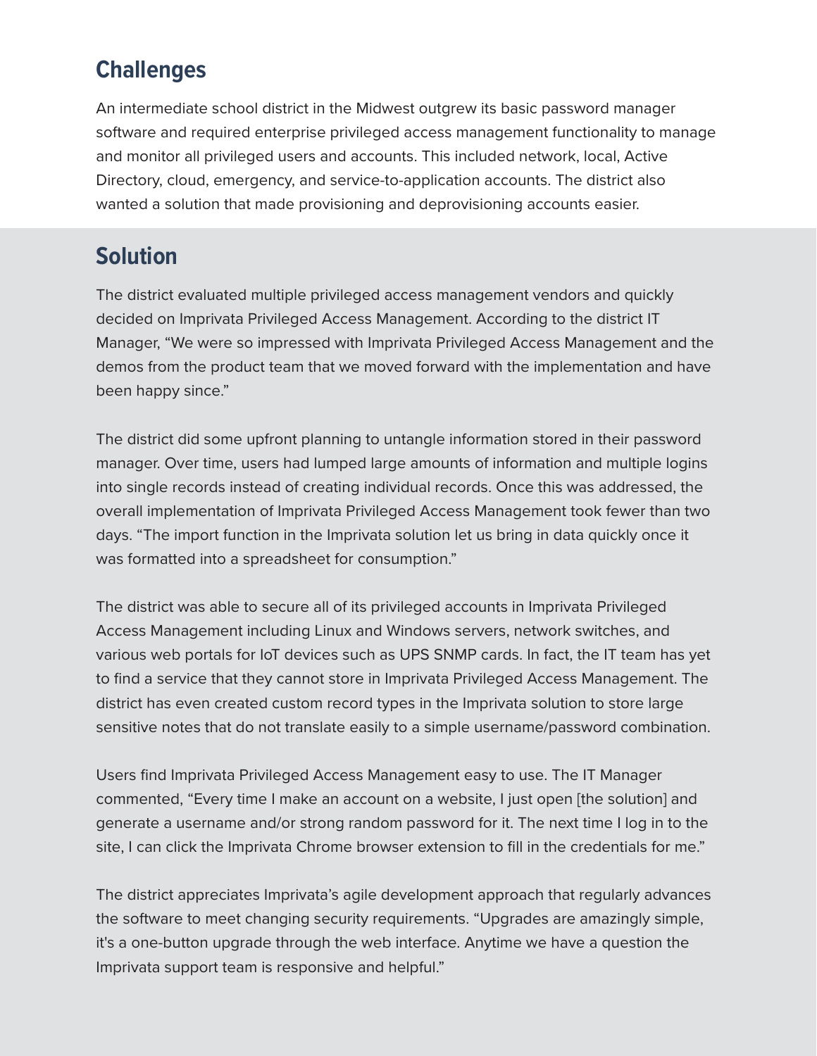## Challenges

An intermediate school district in the Midwest outgrew its basic password manager software and required enterprise privileged access management functionality to manage and monitor all privileged users and accounts. This included network, local, Active Directory, cloud, emergency, and service-to-application accounts. The district also wanted a solution that made provisioning and deprovisioning accounts easier.

## Solution

The district evaluated multiple privileged access management vendors and quickly decided on Imprivata Privileged Access Management. According to the district IT Manager, “We were so impressed with Imprivata Privileged Access Management and the demos from the product team that we moved forward with the implementation and have been happy since.”

The district did some upfront planning to untangle information stored in their password manager. Over time, users had lumped large amounts of information and multiple logins into single records instead of creating individual records. Once this was addressed, the overall implementation of Imprivata Privileged Access Management took fewer than two days. “The import function in the Imprivata solution let us bring in data quickly once it was formatted into a spreadsheet for consumption.”

The district was able to secure all of its privileged accounts in Imprivata Privileged Access Management including Linux and Windows servers, network switches, and various web portals for IoT devices such as UPS SNMP cards. In fact, the IT team has yet to find a service that they cannot store in Imprivata Privileged Access Management. The district has even created custom record types in the Imprivata solution to store large sensitive notes that do not translate easily to a simple username/password combination.

Users find Imprivata Privileged Access Management easy to use. The IT Manager commented, “Every time I make an account on a website, I just open [the solution] and generate a username and/or strong random password for it. The next time I log in to the site, I can click the Imprivata Chrome browser extension to fill in the credentials for me.”

The district appreciates Imprivata’s agile development approach that regularly advances the software to meet changing security requirements. “Upgrades are amazingly simple, it's a one-button upgrade through the web interface. Anytime we have a question the Imprivata support team is responsive and helpful.”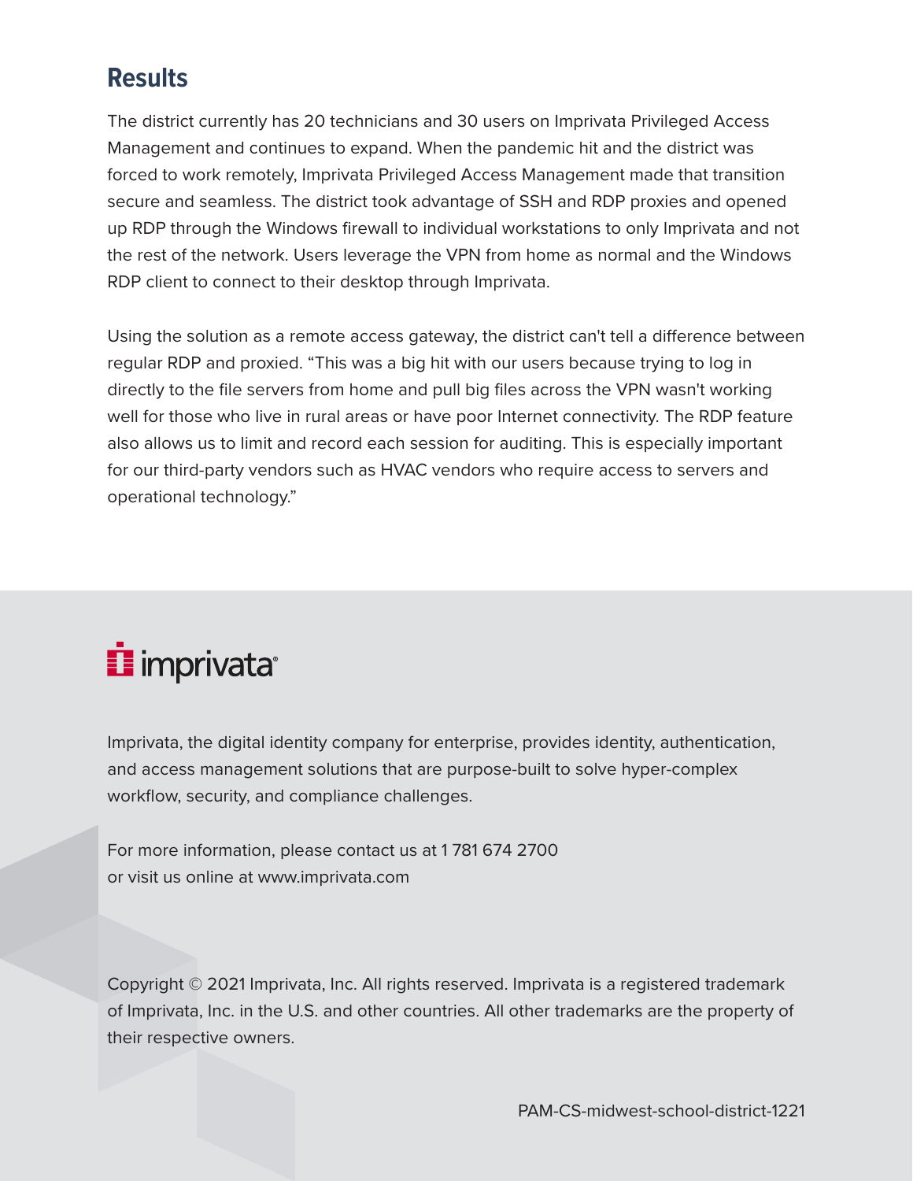## Results

The district currently has 20 technicians and 30 users on Imprivata Privileged Access Management and continues to expand. When the pandemic hit and the district was forced to work remotely, Imprivata Privileged Access Management made that transition secure and seamless. The district took advantage of SSH and RDP proxies and opened up RDP through the Windows firewall to individual workstations to only Imprivata and not the rest of the network. Users leverage the VPN from home as normal and the Windows RDP client to connect to their desktop through Imprivata.

Using the solution as a remote access gateway, the district can't tell a difference between regular RDP and proxied. "This was a big hit with our users because trying to log in directly to the file servers from home and pull big files across the VPN wasn't working well for those who live in rural areas or have poor Internet connectivity. The RDP feature also allows us to limit and record each session for auditing. This is especially important for our third-party vendors such as HVAC vendors who require access to servers and operational technology."

imprivata®

Imprivata, the digital identity company for enterprise, provides identity, authentication, and access management solutions that are purpose-built to solve hyper-complex workflow, security, and compliance challenges.

For more information, please contact us at 1 781 674 2700
or visit us online at www.imprivata.com

Copyright © 2021 Imprivata, Inc. All rights reserved. Imprivata is a registered trademark of Imprivata, Inc. in the U.S. and other countries. All other trademarks are the property of their respective owners.

PAM-CS-midwest-school-district-1221